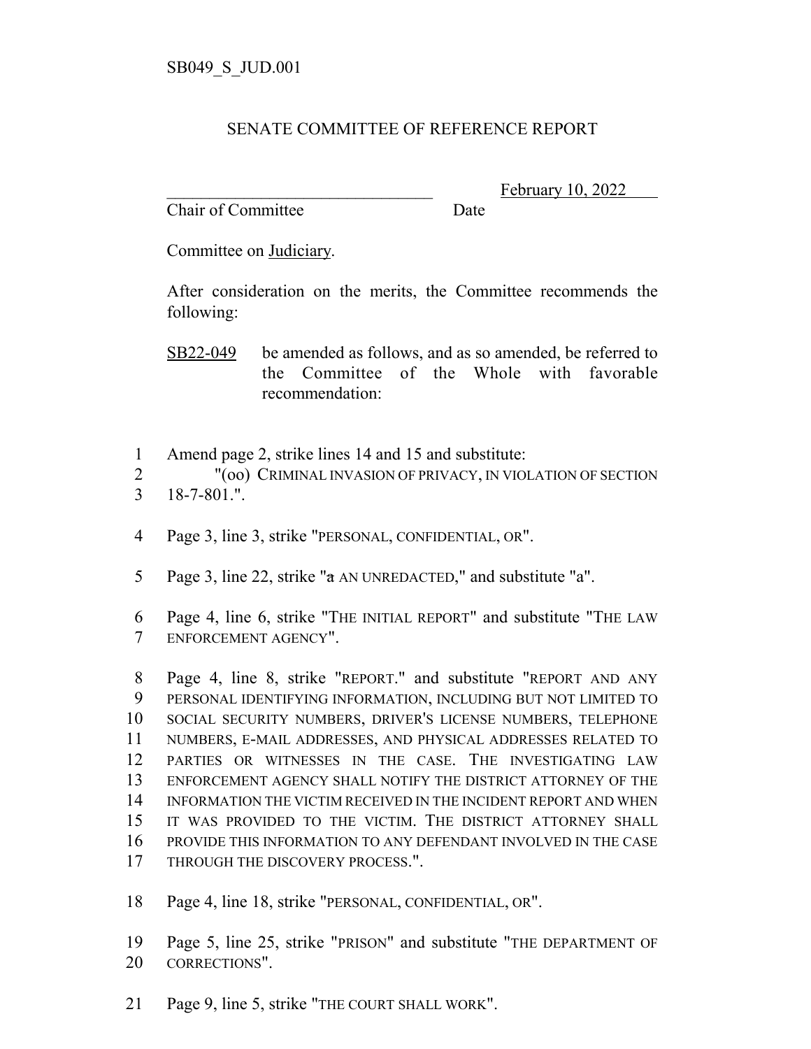SB049_S_JUD.001

# SENATE COMMITTEE OF REFERENCE REPORT

\_\_\_\_\_\_\_\_\_\_\_\_\_\_\_\_\_\_\_\_\_\_\_\_\_\_\_\_\_\_\_\_ February 10, 2022
Chair of Committee Date

Committee on Judiciary.

After consideration on the merits, the Committee recommends the following:

SB22-049 be amended as follows, and as so amended, be referred to the Committee of the Whole with favorable recommendation:

1 Amend page 2, strike lines 14 and 15 and substitute:
2 "(oo) CRIMINAL INVASION OF PRIVACY, IN VIOLATION OF SECTION
3 18-7-801.".

4 Page 3, line 3, strike "PERSONAL, CONFIDENTIAL, OR".

5 Page 3, line 22, strike "~~a~~ AN UNREDACTED," and substitute "a".

6 Page 4, line 6, strike "THE INITIAL REPORT" and substitute "THE LAW
7 ENFORCEMENT AGENCY".

8 Page 4, line 8, strike "REPORT." and substitute "REPORT AND ANY
9 PERSONAL IDENTIFYING INFORMATION, INCLUDING BUT NOT LIMITED TO
10 SOCIAL SECURITY NUMBERS, DRIVER'S LICENSE NUMBERS, TELEPHONE
11 NUMBERS, E-MAIL ADDRESSES, AND PHYSICAL ADDRESSES RELATED TO
12 PARTIES OR WITNESSES IN THE CASE. THE INVESTIGATING LAW
13 ENFORCEMENT AGENCY SHALL NOTIFY THE DISTRICT ATTORNEY OF THE
14 INFORMATION THE VICTIM RECEIVED IN THE INCIDENT REPORT AND WHEN
15 IT WAS PROVIDED TO THE VICTIM. THE DISTRICT ATTORNEY SHALL
16 PROVIDE THIS INFORMATION TO ANY DEFENDANT INVOLVED IN THE CASE
17 THROUGH THE DISCOVERY PROCESS.".

18 Page 4, line 18, strike "PERSONAL, CONFIDENTIAL, OR".

19 Page 5, line 25, strike "PRISON" and substitute "THE DEPARTMENT OF
20 CORRECTIONS".

21 Page 9, line 5, strike "THE COURT SHALL WORK".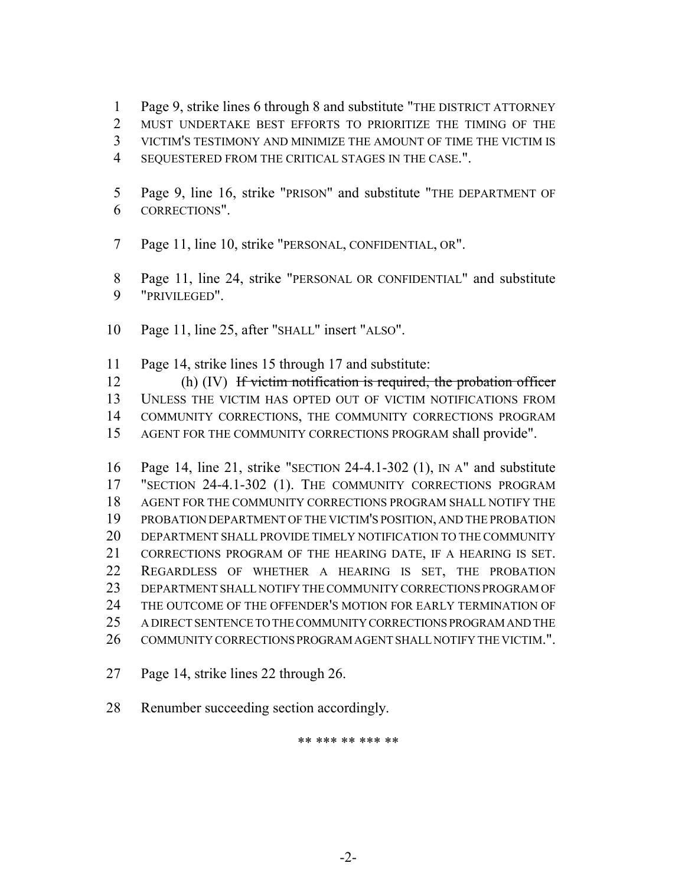Page 9, strike lines 6 through 8 and substitute "THE DISTRICT ATTORNEY MUST UNDERTAKE BEST EFFORTS TO PRIORITIZE THE TIMING OF THE VICTIM'S TESTIMONY AND MINIMIZE THE AMOUNT OF TIME THE VICTIM IS SEQUESTERED FROM THE CRITICAL STAGES IN THE CASE.".

Page 9, line 16, strike "PRISON" and substitute "THE DEPARTMENT OF CORRECTIONS".

Page 11, line 10, strike "PERSONAL, CONFIDENTIAL, OR".

Page 11, line 24, strike "PERSONAL OR CONFIDENTIAL" and substitute "PRIVILEGED".

Page 11, line 25, after "SHALL" insert "ALSO".

Page 14, strike lines 15 through 17 and substitute:

(h) (IV) ~~If victim notification is required, the probation officer~~ UNLESS THE VICTIM HAS OPTED OUT OF VICTIM NOTIFICATIONS FROM COMMUNITY CORRECTIONS, THE COMMUNITY CORRECTIONS PROGRAM AGENT FOR THE COMMUNITY CORRECTIONS PROGRAM shall provide".

Page 14, line 21, strike "SECTION 24-4.1-302 (1), IN A" and substitute "SECTION 24-4.1-302 (1). THE COMMUNITY CORRECTIONS PROGRAM AGENT FOR THE COMMUNITY CORRECTIONS PROGRAM SHALL NOTIFY THE PROBATION DEPARTMENT OF THE VICTIM'S POSITION, AND THE PROBATION DEPARTMENT SHALL PROVIDE TIMELY NOTIFICATION TO THE COMMUNITY CORRECTIONS PROGRAM OF THE HEARING DATE, IF A HEARING IS SET. REGARDLESS OF WHETHER A HEARING IS SET, THE PROBATION DEPARTMENT SHALL NOTIFY THE COMMUNITY CORRECTIONS PROGRAM OF THE OUTCOME OF THE OFFENDER'S MOTION FOR EARLY TERMINATION OF A DIRECT SENTENCE TO THE COMMUNITY CORRECTIONS PROGRAM AND THE COMMUNITY CORRECTIONS PROGRAM AGENT SHALL NOTIFY THE VICTIM.".

Page 14, strike lines 22 through 26.

Renumber succeeding section accordingly.

** *** ** *** **